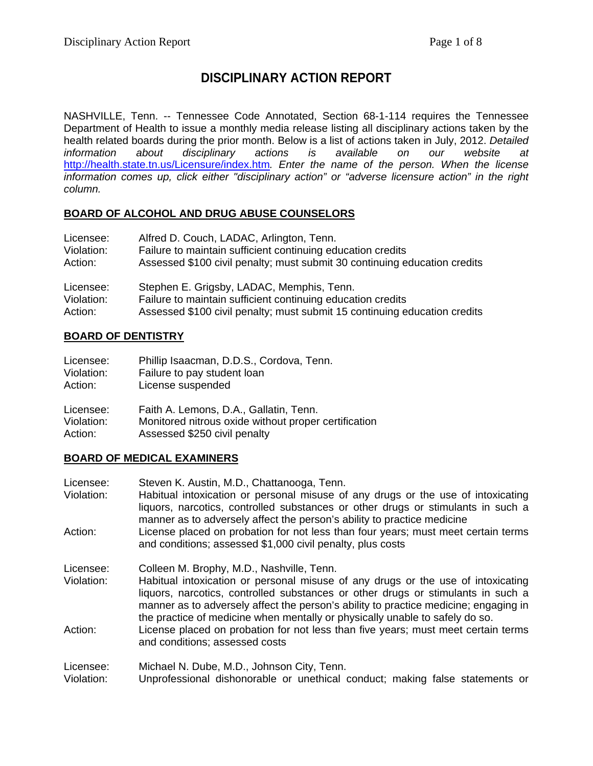# DISCIPLINARY ACTION REPORT

NASHVILLE, Tenn. -- Tennessee Code Annotated, Section 68-1-114 requires the Tennessee Department of Health to issue a monthly media release listing all disciplinary actions taken by the health related boards during the prior month. Below is a list of actions taken in July, 2012. *Detailed information about disciplinary actions is available on our website at* http://health.state.tn.us/Licensure/index.htm*. Enter the name of the person. When the license information comes up, click either "disciplinary action" or "adverse licensure action" in the right column.*

## BOARD OF ALCOHOL AND DRUG ABUSE COUNSELORS

Licensee: Alfred D. Couch, LADAC, Arlington, Tenn.
Violation: Failure to maintain sufficient continuing education credits
Action: Assessed $100 civil penalty; must submit 30 continuing education credits

Licensee: Stephen E. Grigsby, LADAC, Memphis, Tenn.
Violation: Failure to maintain sufficient continuing education credits
Action: Assessed $100 civil penalty; must submit 15 continuing education credits

## BOARD OF DENTISTRY

Licensee: Phillip Isaacman, D.D.S., Cordova, Tenn.
Violation: Failure to pay student loan
Action: License suspended

Licensee: Faith A. Lemons, D.A., Gallatin, Tenn.
Violation: Monitored nitrous oxide without proper certification
Action: Assessed $250 civil penalty

## BOARD OF MEDICAL EXAMINERS

Licensee: Steven K. Austin, M.D., Chattanooga, Tenn.
Violation: Habitual intoxication or personal misuse of any drugs or the use of intoxicating liquors, narcotics, controlled substances or other drugs or stimulants in such a manner as to adversely affect the person's ability to practice medicine
Action: License placed on probation for not less than four years; must meet certain terms and conditions; assessed $1,000 civil penalty, plus costs

Licensee: Colleen M. Brophy, M.D., Nashville, Tenn.
Violation: Habitual intoxication or personal misuse of any drugs or the use of intoxicating liquors, narcotics, controlled substances or other drugs or stimulants in such a manner as to adversely affect the person's ability to practice medicine; engaging in the practice of medicine when mentally or physically unable to safely do so.
Action: License placed on probation for not less than five years; must meet certain terms and conditions; assessed costs

Licensee: Michael N. Dube, M.D., Johnson City, Tenn.
Violation: Unprofessional dishonorable or unethical conduct; making false statements or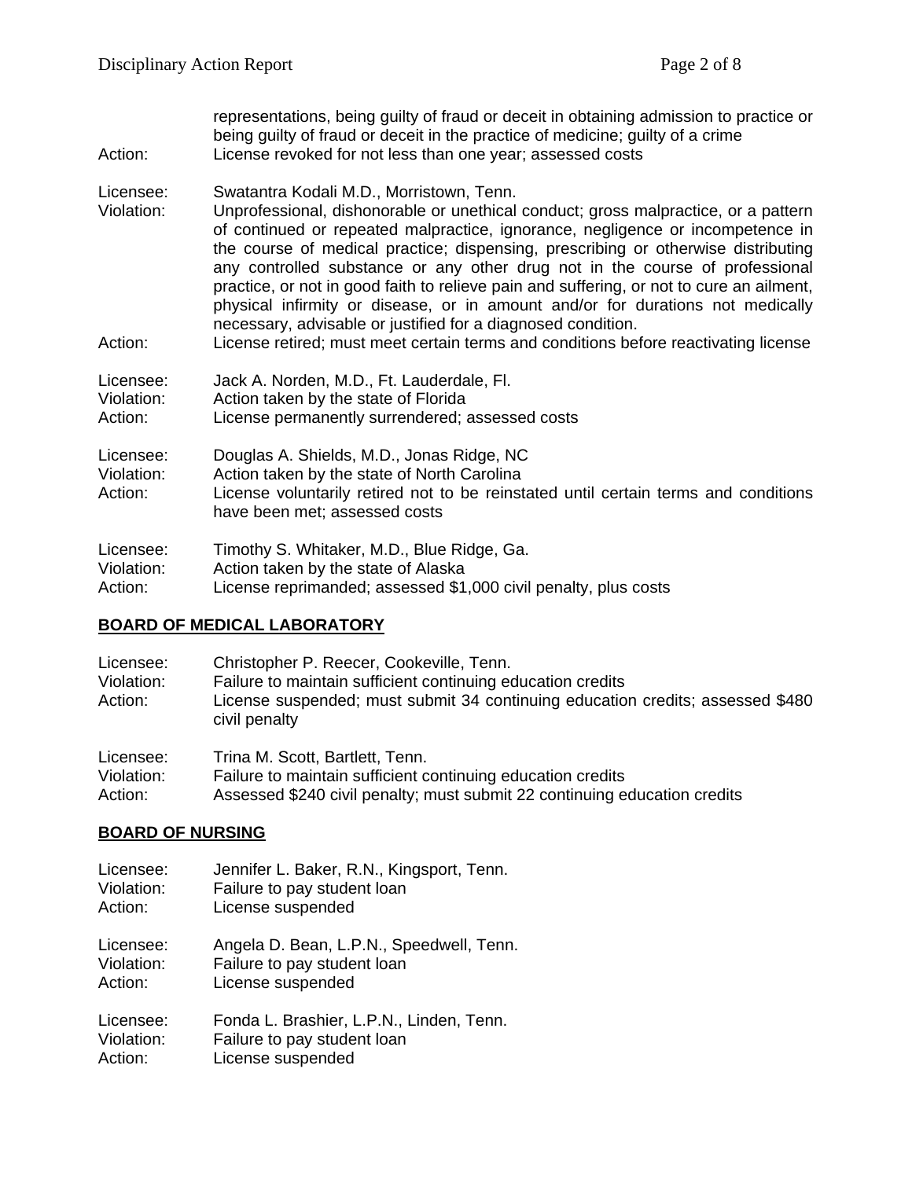representations, being guilty of fraud or deceit in obtaining admission to practice or being guilty of fraud or deceit in the practice of medicine; guilty of a crime

Action: License revoked for not less than one year; assessed costs

Licensee: Swatantra Kodali M.D., Morristown, Tenn.
Violation: Unprofessional, dishonorable or unethical conduct; gross malpractice, or a pattern of continued or repeated malpractice, ignorance, negligence or incompetence in the course of medical practice; dispensing, prescribing or otherwise distributing any controlled substance or any other drug not in the course of professional practice, or not in good faith to relieve pain and suffering, or not to cure an ailment, physical infirmity or disease, or in amount and/or for durations not medically necessary, advisable or justified for a diagnosed condition.
Action: License retired; must meet certain terms and conditions before reactivating license

Licensee: Jack A. Norden, M.D., Ft. Lauderdale, Fl.
Violation: Action taken by the state of Florida
Action: License permanently surrendered; assessed costs

Licensee: Douglas A. Shields, M.D., Jonas Ridge, NC
Violation: Action taken by the state of North Carolina
Action: License voluntarily retired not to be reinstated until certain terms and conditions have been met; assessed costs

Licensee: Timothy S. Whitaker, M.D., Blue Ridge, Ga.
Violation: Action taken by the state of Alaska
Action: License reprimanded; assessed $1,000 civil penalty, plus costs

## BOARD OF MEDICAL LABORATORY

Licensee: Christopher P. Reecer, Cookeville, Tenn.
Violation: Failure to maintain sufficient continuing education credits
Action: License suspended; must submit 34 continuing education credits; assessed $480 civil penalty

Licensee: Trina M. Scott, Bartlett, Tenn.
Violation: Failure to maintain sufficient continuing education credits
Action: Assessed $240 civil penalty; must submit 22 continuing education credits

## BOARD OF NURSING

Licensee: Jennifer L. Baker, R.N., Kingsport, Tenn.
Violation: Failure to pay student loan
Action: License suspended

Licensee: Angela D. Bean, L.P.N., Speedwell, Tenn.
Violation: Failure to pay student loan
Action: License suspended

Licensee: Fonda L. Brashier, L.P.N., Linden, Tenn.
Violation: Failure to pay student loan
Action: License suspended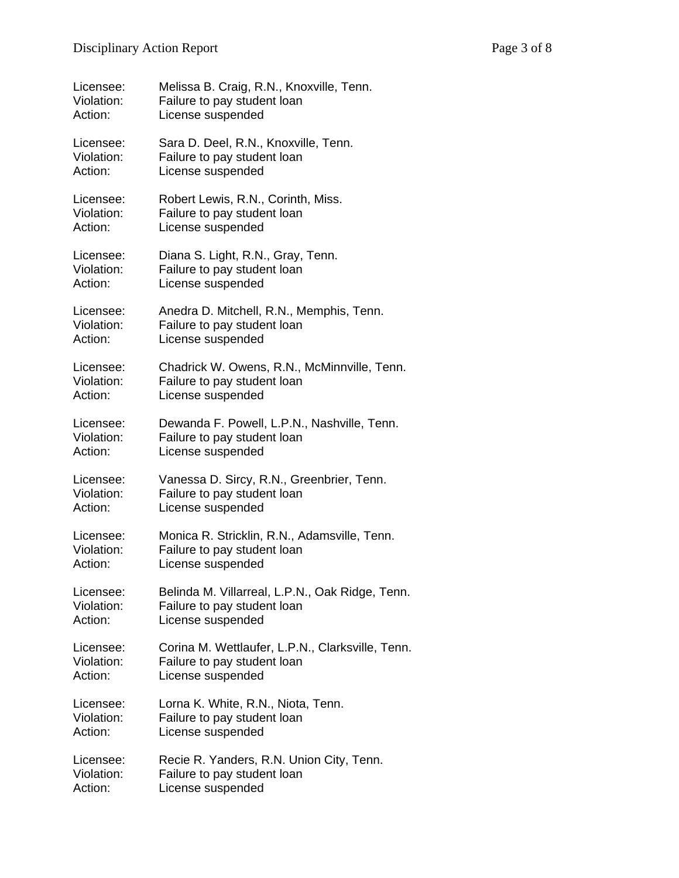Licensee: Melissa B. Craig, R.N., Knoxville, Tenn.
Violation: Failure to pay student loan
Action: License suspended

Licensee: Sara D. Deel, R.N., Knoxville, Tenn.
Violation: Failure to pay student loan
Action: License suspended

Licensee: Robert Lewis, R.N., Corinth, Miss.
Violation: Failure to pay student loan
Action: License suspended

Licensee: Diana S. Light, R.N., Gray, Tenn.
Violation: Failure to pay student loan
Action: License suspended

Licensee: Anedra D. Mitchell, R.N., Memphis, Tenn.
Violation: Failure to pay student loan
Action: License suspended

Licensee: Chadrick W. Owens, R.N., McMinnville, Tenn.
Violation: Failure to pay student loan
Action: License suspended

Licensee: Dewanda F. Powell, L.P.N., Nashville, Tenn.
Violation: Failure to pay student loan
Action: License suspended

Licensee: Vanessa D. Sircy, R.N., Greenbrier, Tenn.
Violation: Failure to pay student loan
Action: License suspended

Licensee: Monica R. Stricklin, R.N., Adamsville, Tenn.
Violation: Failure to pay student loan
Action: License suspended

Licensee: Belinda M. Villarreal, L.P.N., Oak Ridge, Tenn.
Violation: Failure to pay student loan
Action: License suspended

Licensee: Corina M. Wettlaufer, L.P.N., Clarksville, Tenn.
Violation: Failure to pay student loan
Action: License suspended

Licensee: Lorna K. White, R.N., Niota, Tenn.
Violation: Failure to pay student loan
Action: License suspended

Licensee: Recie R. Yanders, R.N. Union City, Tenn.
Violation: Failure to pay student loan
Action: License suspended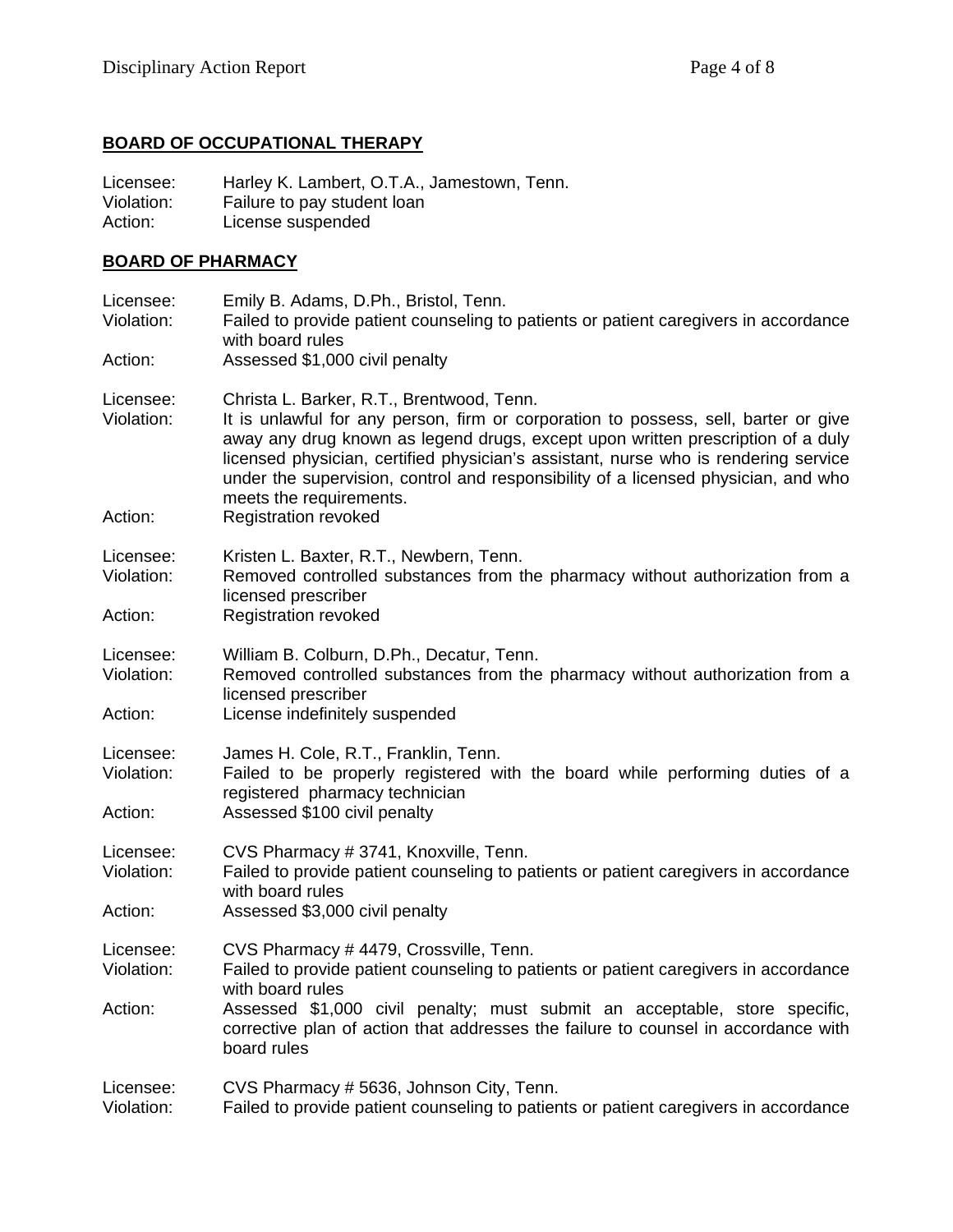**BOARD OF OCCUPATIONAL THERAPY**

Licensee: Harley K. Lambert, O.T.A., Jamestown, Tenn.
Violation: Failure to pay student loan
Action: License suspended

**BOARD OF PHARMACY**

Licensee: Emily B. Adams, D.Ph., Bristol, Tenn.
Violation: Failed to provide patient counseling to patients or patient caregivers in accordance with board rules
Action: Assessed $1,000 civil penalty

Licensee: Christa L. Barker, R.T., Brentwood, Tenn.
Violation: It is unlawful for any person, firm or corporation to possess, sell, barter or give away any drug known as legend drugs, except upon written prescription of a duly licensed physician, certified physician's assistant, nurse who is rendering service under the supervision, control and responsibility of a licensed physician, and who meets the requirements.
Action: Registration revoked

Licensee: Kristen L. Baxter, R.T., Newbern, Tenn.
Violation: Removed controlled substances from the pharmacy without authorization from a licensed prescriber
Action: Registration revoked

Licensee: William B. Colburn, D.Ph., Decatur, Tenn.
Violation: Removed controlled substances from the pharmacy without authorization from a licensed prescriber
Action: License indefinitely suspended

Licensee: James H. Cole, R.T., Franklin, Tenn.
Violation: Failed to be properly registered with the board while performing duties of a registered pharmacy technician
Action: Assessed $100 civil penalty

Licensee: CVS Pharmacy # 3741, Knoxville, Tenn.
Violation: Failed to provide patient counseling to patients or patient caregivers in accordance with board rules
Action: Assessed $3,000 civil penalty

Licensee: CVS Pharmacy # 4479, Crossville, Tenn.
Violation: Failed to provide patient counseling to patients or patient caregivers in accordance with board rules
Action: Assessed $1,000 civil penalty; must submit an acceptable, store specific, corrective plan of action that addresses the failure to counsel in accordance with board rules

Licensee: CVS Pharmacy # 5636, Johnson City, Tenn.
Violation: Failed to provide patient counseling to patients or patient caregivers in accordance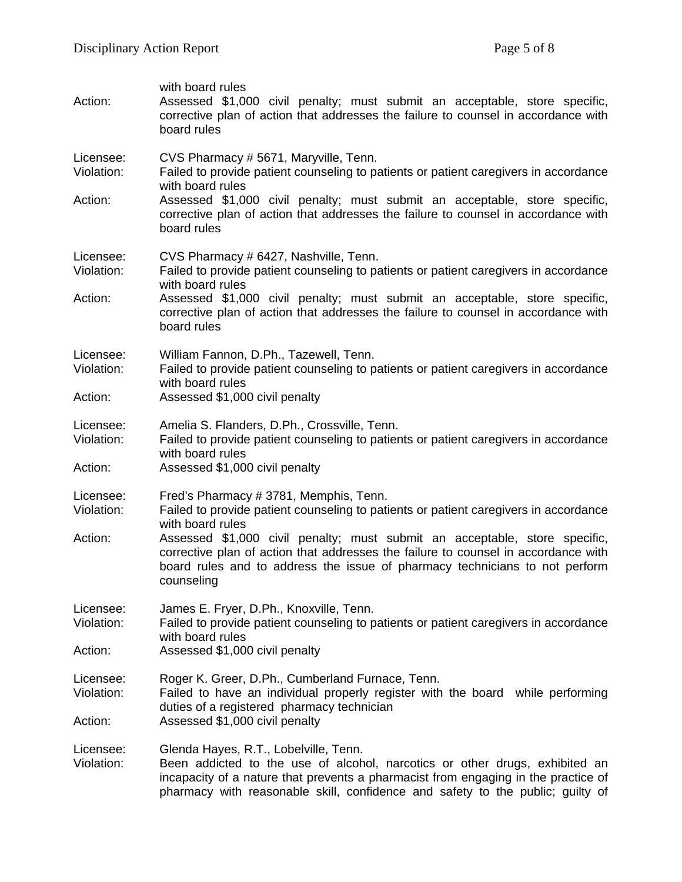with board rules

Action: Assessed $1,000 civil penalty; must submit an acceptable, store specific, corrective plan of action that addresses the failure to counsel in accordance with board rules

Licensee: CVS Pharmacy # 5671, Maryville, Tenn.
Violation: Failed to provide patient counseling to patients or patient caregivers in accordance with board rules
Action: Assessed $1,000 civil penalty; must submit an acceptable, store specific, corrective plan of action that addresses the failure to counsel in accordance with board rules

Licensee: CVS Pharmacy # 6427, Nashville, Tenn.
Violation: Failed to provide patient counseling to patients or patient caregivers in accordance with board rules
Action: Assessed $1,000 civil penalty; must submit an acceptable, store specific, corrective plan of action that addresses the failure to counsel in accordance with board rules

Licensee: William Fannon, D.Ph., Tazewell, Tenn.
Violation: Failed to provide patient counseling to patients or patient caregivers in accordance with board rules
Action: Assessed $1,000 civil penalty

Licensee: Amelia S. Flanders, D.Ph., Crossville, Tenn.
Violation: Failed to provide patient counseling to patients or patient caregivers in accordance with board rules
Action: Assessed $1,000 civil penalty

Licensee: Fred's Pharmacy # 3781, Memphis, Tenn.
Violation: Failed to provide patient counseling to patients or patient caregivers in accordance with board rules
Action: Assessed $1,000 civil penalty; must submit an acceptable, store specific, corrective plan of action that addresses the failure to counsel in accordance with board rules and to address the issue of pharmacy technicians to not perform counseling

Licensee: James E. Fryer, D.Ph., Knoxville, Tenn.
Violation: Failed to provide patient counseling to patients or patient caregivers in accordance with board rules
Action: Assessed $1,000 civil penalty

Licensee: Roger K. Greer, D.Ph., Cumberland Furnace, Tenn.
Violation: Failed to have an individual properly register with the board while performing duties of a registered pharmacy technician
Action: Assessed $1,000 civil penalty

Licensee: Glenda Hayes, R.T., Lobelville, Tenn.
Violation: Been addicted to the use of alcohol, narcotics or other drugs, exhibited an incapacity of a nature that prevents a pharmacist from engaging in the practice of pharmacy with reasonable skill, confidence and safety to the public; guilty of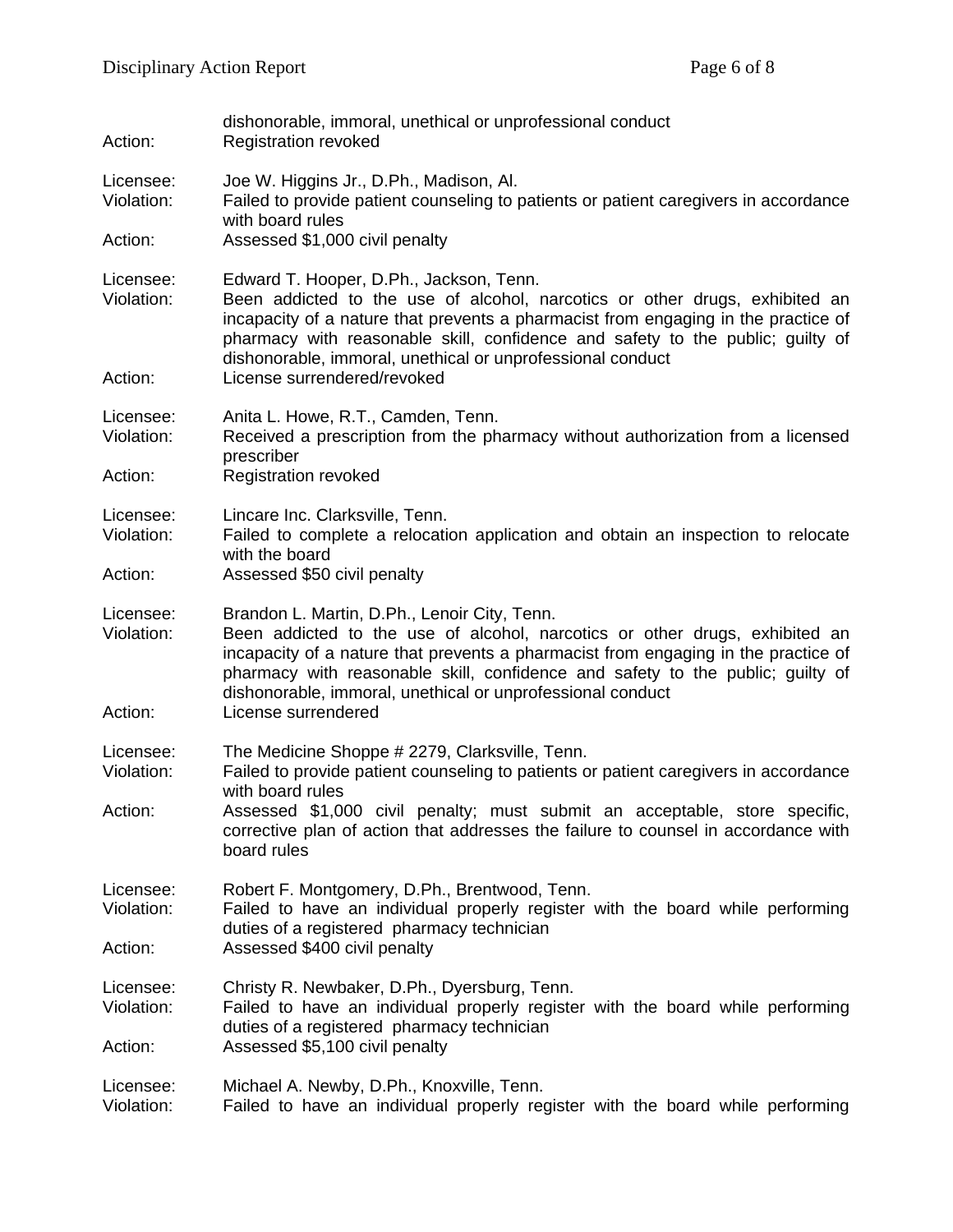dishonorable, immoral, unethical or unprofessional conduct
Action: Registration revoked

Licensee: Joe W. Higgins Jr., D.Ph., Madison, Al.
Violation: Failed to provide patient counseling to patients or patient caregivers in accordance with board rules
Action: Assessed $1,000 civil penalty

Licensee: Edward T. Hooper, D.Ph., Jackson, Tenn.
Violation: Been addicted to the use of alcohol, narcotics or other drugs, exhibited an incapacity of a nature that prevents a pharmacist from engaging in the practice of pharmacy with reasonable skill, confidence and safety to the public; guilty of dishonorable, immoral, unethical or unprofessional conduct
Action: License surrendered/revoked

Licensee: Anita L. Howe, R.T., Camden, Tenn.
Violation: Received a prescription from the pharmacy without authorization from a licensed prescriber
Action: Registration revoked

Licensee: Lincare Inc. Clarksville, Tenn.
Violation: Failed to complete a relocation application and obtain an inspection to relocate with the board
Action: Assessed $50 civil penalty

Licensee: Brandon L. Martin, D.Ph., Lenoir City, Tenn.
Violation: Been addicted to the use of alcohol, narcotics or other drugs, exhibited an incapacity of a nature that prevents a pharmacist from engaging in the practice of pharmacy with reasonable skill, confidence and safety to the public; guilty of dishonorable, immoral, unethical or unprofessional conduct
Action: License surrendered

Licensee: The Medicine Shoppe # 2279, Clarksville, Tenn.
Violation: Failed to provide patient counseling to patients or patient caregivers in accordance with board rules
Action: Assessed $1,000 civil penalty; must submit an acceptable, store specific, corrective plan of action that addresses the failure to counsel in accordance with board rules

Licensee: Robert F. Montgomery, D.Ph., Brentwood, Tenn.
Violation: Failed to have an individual properly register with the board while performing duties of a registered pharmacy technician
Action: Assessed $400 civil penalty

Licensee: Christy R. Newbaker, D.Ph., Dyersburg, Tenn.
Violation: Failed to have an individual properly register with the board while performing duties of a registered pharmacy technician
Action: Assessed $5,100 civil penalty

Licensee: Michael A. Newby, D.Ph., Knoxville, Tenn.
Violation: Failed to have an individual properly register with the board while performing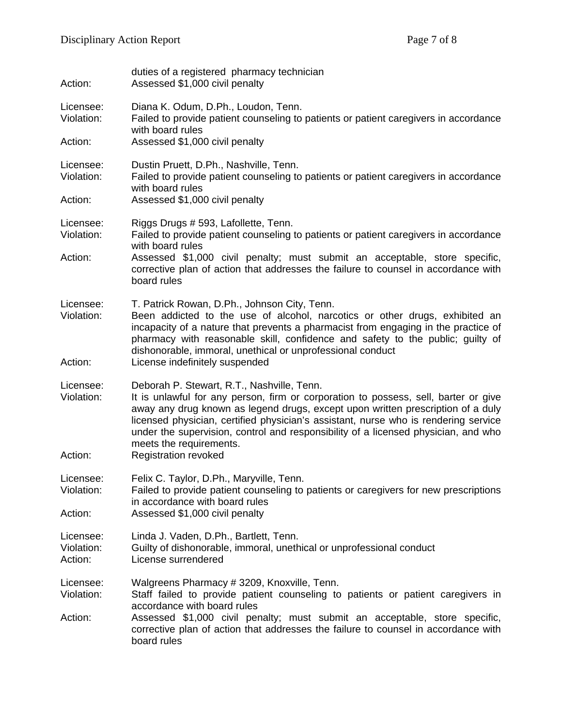duties of a registered pharmacy technician
Action: Assessed $1,000 civil penalty

Licensee: Diana K. Odum, D.Ph., Loudon, Tenn.
Violation: Failed to provide patient counseling to patients or patient caregivers in accordance with board rules
Action: Assessed $1,000 civil penalty

Licensee: Dustin Pruett, D.Ph., Nashville, Tenn.
Violation: Failed to provide patient counseling to patients or patient caregivers in accordance with board rules
Action: Assessed $1,000 civil penalty

Licensee: Riggs Drugs # 593, Lafollette, Tenn.
Violation: Failed to provide patient counseling to patients or patient caregivers in accordance with board rules
Action: Assessed $1,000 civil penalty; must submit an acceptable, store specific, corrective plan of action that addresses the failure to counsel in accordance with board rules

Licensee: T. Patrick Rowan, D.Ph., Johnson City, Tenn.
Violation: Been addicted to the use of alcohol, narcotics or other drugs, exhibited an incapacity of a nature that prevents a pharmacist from engaging in the practice of pharmacy with reasonable skill, confidence and safety to the public; guilty of dishonorable, immoral, unethical or unprofessional conduct
Action: License indefinitely suspended

Licensee: Deborah P. Stewart, R.T., Nashville, Tenn.
Violation: It is unlawful for any person, firm or corporation to possess, sell, barter or give away any drug known as legend drugs, except upon written prescription of a duly licensed physician, certified physician's assistant, nurse who is rendering service under the supervision, control and responsibility of a licensed physician, and who meets the requirements.
Action: Registration revoked

Licensee: Felix C. Taylor, D.Ph., Maryville, Tenn.
Violation: Failed to provide patient counseling to patients or caregivers for new prescriptions in accordance with board rules
Action: Assessed $1,000 civil penalty

Licensee: Linda J. Vaden, D.Ph., Bartlett, Tenn.
Violation: Guilty of dishonorable, immoral, unethical or unprofessional conduct
Action: License surrendered

Licensee: Walgreens Pharmacy # 3209, Knoxville, Tenn.
Violation: Staff failed to provide patient counseling to patients or patient caregivers in accordance with board rules
Action: Assessed $1,000 civil penalty; must submit an acceptable, store specific, corrective plan of action that addresses the failure to counsel in accordance with board rules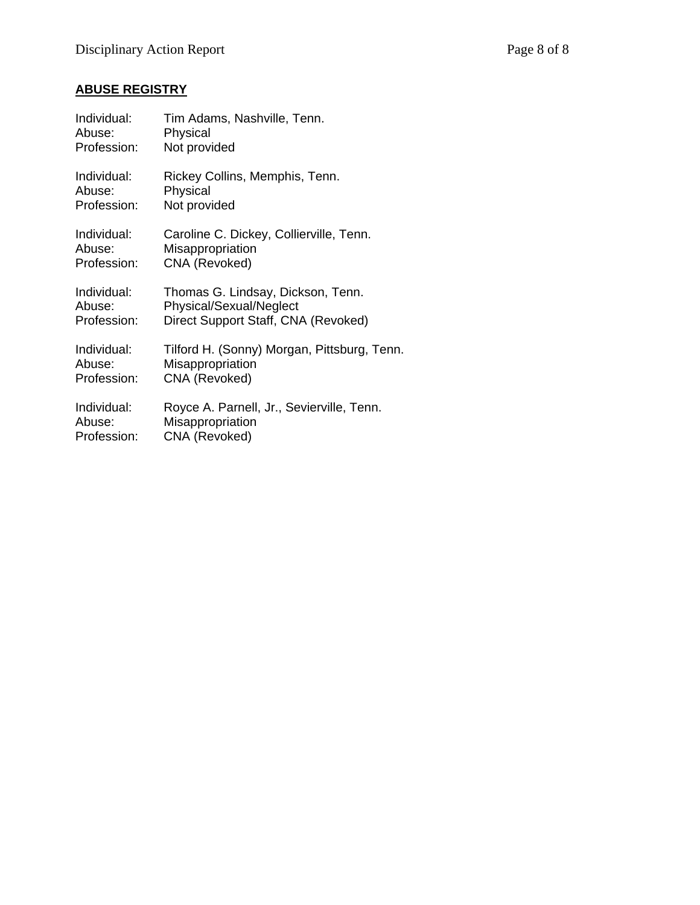## ABUSE REGISTRY

Individual: Tim Adams, Nashville, Tenn.
Abuse: Physical
Profession: Not provided

Individual: Rickey Collins, Memphis, Tenn.
Abuse: Physical
Profession: Not provided

Individual: Caroline C. Dickey, Collierville, Tenn.
Abuse: Misappropriation
Profession: CNA (Revoked)

Individual: Thomas G. Lindsay, Dickson, Tenn.
Abuse: Physical/Sexual/Neglect
Profession: Direct Support Staff, CNA (Revoked)

Individual: Tilford H. (Sonny) Morgan, Pittsburg, Tenn.
Abuse: Misappropriation
Profession: CNA (Revoked)

Individual: Royce A. Parnell, Jr., Sevierville, Tenn.
Abuse: Misappropriation
Profession: CNA (Revoked)